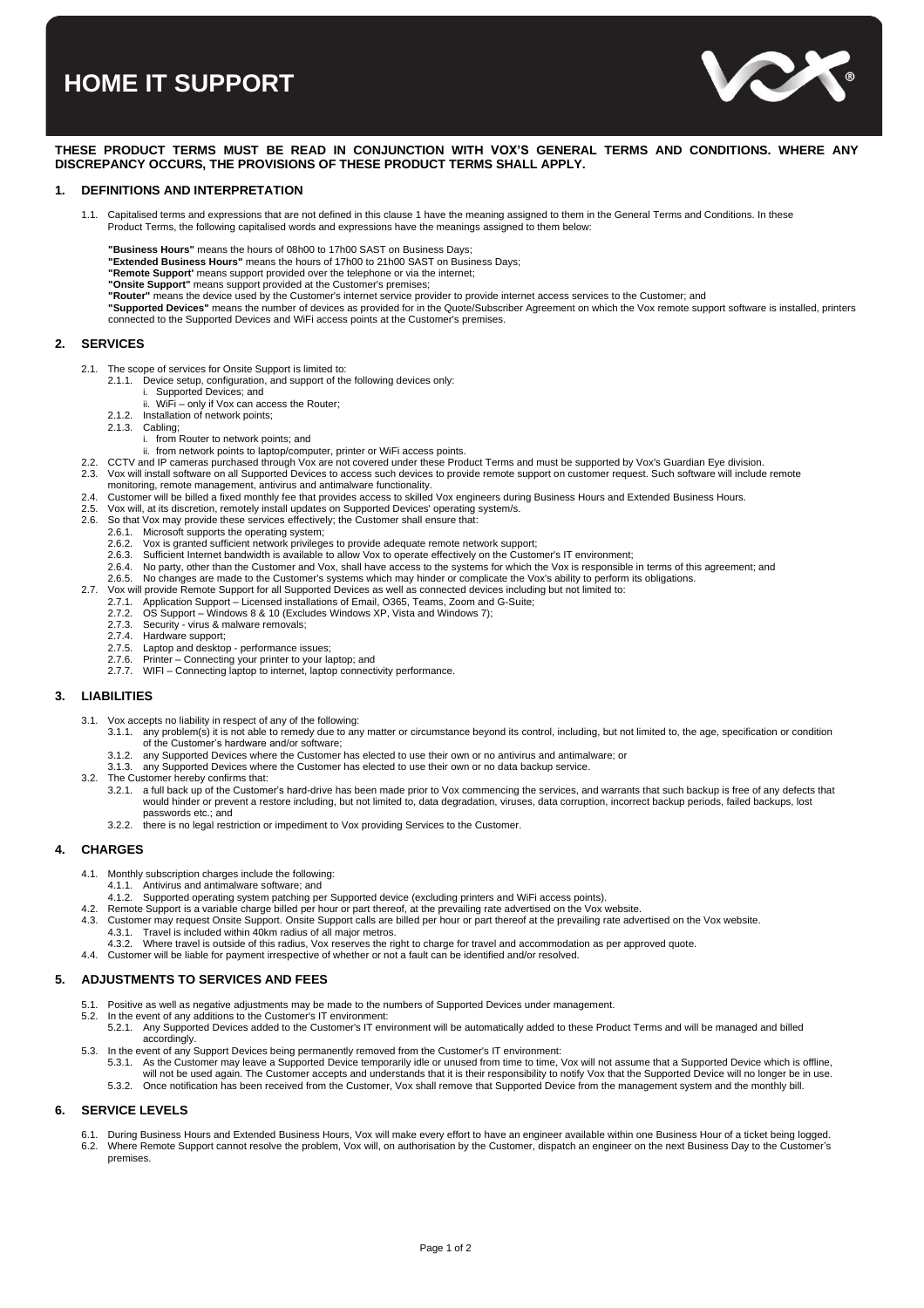# HOME IT SUPPORT

**THESE PRODUCT TERMS MUST BE READ IN CONJUNCTION WITH VOX'S GENERAL TERMS AND CONDITIONS. WHERE ANY DISCREPANCY OCCURS, THE PROVISIONS OF THESE PRODUCT TERMS SHALL APPLY.**

## 1. DEFINITIONS AND INTERPRETATION

1.1. Capitalised terms and expressions that are not defined in this clause 1 have the meaning assigned to them in the General Terms and Conditions. In these Product Terms, the following capitalised words and expressions have the meanings assigned to them below:

**"Business Hours"** means the hours of 08h00 to 17h00 SAST on Business Days;
**"Extended Business Hours"** means the hours of 17h00 to 21h00 SAST on Business Days;
**"Remote Support'** means support provided over the telephone or via the internet;
**"Onsite Support"** means support provided at the Customer's premises;
**"Router"** means the device used by the Customer's internet service provider to provide internet access services to the Customer; and
**"Supported Devices"** means the number of devices as provided for in the Quote/Subscriber Agreement on which the Vox remote support software is installed, printers connected to the Supported Devices and WiFi access points at the Customer's premises.

## 2. SERVICES

2.1. The scope of services for Onsite Support is limited to:
- 2.1.1. Device setup, configuration, and support of the following devices only:
  - i. Supported Devices; and
  - ii. WiFi – only if Vox can access the Router;
- 2.1.2. Installation of network points;
- 2.1.3. Cabling;
  - i. from Router to network points; and
  - ii. from network points to laptop/computer, printer or WiFi access points.

2.2. CCTV and IP cameras purchased through Vox are not covered under these Product Terms and must be supported by Vox's Guardian Eye division.

2.3. Vox will install software on all Supported Devices to access such devices to provide remote support on customer request. Such software will include remote monitoring, remote management, antivirus and antimalware functionality.

2.4. Customer will be billed a fixed monthly fee that provides access to skilled Vox engineers during Business Hours and Extended Business Hours.

2.5. Vox will, at its discretion, remotely install updates on Supported Devices' operating system/s.

2.6. So that Vox may provide these services effectively; the Customer shall ensure that:
- 2.6.1. Microsoft supports the operating system;
- 2.6.2. Vox is granted sufficient network privileges to provide adequate remote network support;
- 2.6.3. Sufficient Internet bandwidth is available to allow Vox to operate effectively on the Customer's IT environment;
- 2.6.4. No party, other than the Customer and Vox, shall have access to the systems for which the Vox is responsible in terms of this agreement; and
- 2.6.5. No changes are made to the Customer's systems which may hinder or complicate the Vox's ability to perform its obligations.

2.7. Vox will provide Remote Support for all Supported Devices as well as connected devices including but not limited to:
- 2.7.1. Application Support – Licensed installations of Email, O365, Teams, Zoom and G-Suite;
- 2.7.2. OS Support – Windows 8 & 10 (Excludes Windows XP, Vista and Windows 7);
- 2.7.3. Security - virus & malware removals;
- 2.7.4. Hardware support;
- 2.7.5. Laptop and desktop - performance issues;
- 2.7.6. Printer – Connecting your printer to your laptop; and
- 2.7.7. WIFI – Connecting laptop to internet, laptop connectivity performance.

## 3. LIABILITIES

3.1. Vox accepts no liability in respect of any of the following:
- 3.1.1. any problem(s) it is not able to remedy due to any matter or circumstance beyond its control, including, but not limited to, the age, specification or condition of the Customer's hardware and/or software;
- 3.1.2. any Supported Devices where the Customer has elected to use their own or no antivirus and antimalware; or
- 3.1.3. any Supported Devices where the Customer has elected to use their own or no data backup service.

3.2. The Customer hereby confirms that:
- 3.2.1. a full back up of the Customer's hard-drive has been made prior to Vox commencing the services, and warrants that such backup is free of any defects that would hinder or prevent a restore including, but not limited to, data degradation, viruses, data corruption, incorrect backup periods, failed backups, lost passwords etc.; and
- 3.2.2. there is no legal restriction or impediment to Vox providing Services to the Customer.

## 4. CHARGES

4.1. Monthly subscription charges include the following:
- 4.1.1. Antivirus and antimalware software; and
- 4.1.2. Supported operating system patching per Supported device (excluding printers and WiFi access points).

4.2. Remote Support is a variable charge billed per hour or part thereof, at the prevailing rate advertised on the Vox website.

4.3. Customer may request Onsite Support. Onsite Support calls are billed per hour or part thereof at the prevailing rate advertised on the Vox website.
- 4.3.1. Travel is included within 40km radius of all major metros.
- 4.3.2. Where travel is outside of this radius, Vox reserves the right to charge for travel and accommodation as per approved quote.

4.4. Customer will be liable for payment irrespective of whether or not a fault can be identified and/or resolved.

## 5. ADJUSTMENTS TO SERVICES AND FEES

5.1. Positive as well as negative adjustments may be made to the numbers of Supported Devices under management.

5.2. In the event of any additions to the Customer's IT environment:
- 5.2.1. Any Supported Devices added to the Customer's IT environment will be automatically added to these Product Terms and will be managed and billed accordingly.

5.3. In the event of any Support Devices being permanently removed from the Customer's IT environment:
- 5.3.1. As the Customer may leave a Supported Device temporarily idle or unused from time to time, Vox will not assume that a Supported Device which is offline, will not be used again. The Customer accepts and understands that it is their responsibility to notify Vox that the Supported Device will no longer be in use.
- 5.3.2. Once notification has been received from the Customer, Vox shall remove that Supported Device from the management system and the monthly bill.

## 6. SERVICE LEVELS

6.1. During Business Hours and Extended Business Hours, Vox will make every effort to have an engineer available within one Business Hour of a ticket being logged.

6.2. Where Remote Support cannot resolve the problem, Vox will, on authorisation by the Customer, dispatch an engineer on the next Business Day to the Customer's premises.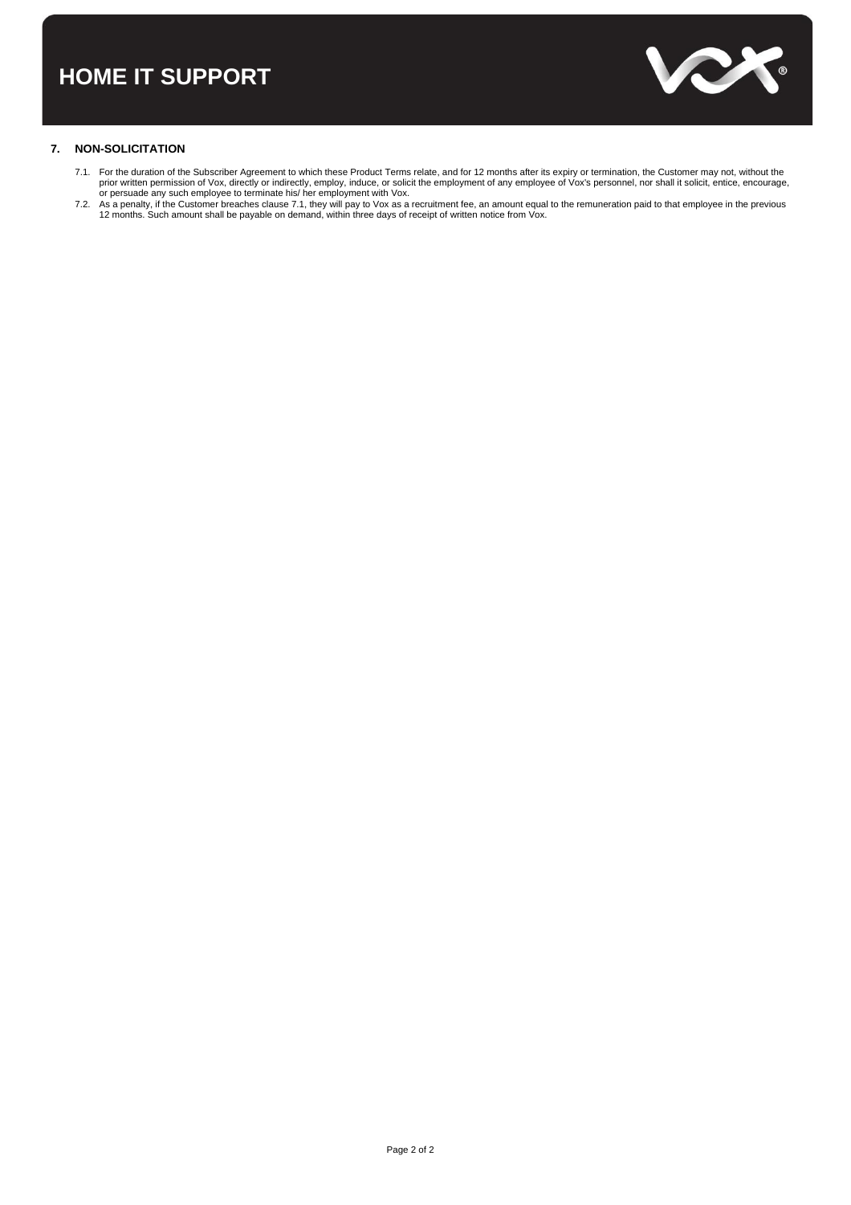## 7. NON-SOLICITATION

7.1. For the duration of the Subscriber Agreement to which these Product Terms relate, and for 12 months after its expiry or termination, the Customer may not, without the prior written permission of Vox, directly or indirectly, employ, induce, or solicit the employment of any employee of Vox's personnel, nor shall it solicit, entice, encourage, or persuade any such employee to terminate his/ her employment with Vox.

7.2. As a penalty, if the Customer breaches clause 7.1, they will pay to Vox as a recruitment fee, an amount equal to the remuneration paid to that employee in the previous 12 months. Such amount shall be payable on demand, within three days of receipt of written notice from Vox.